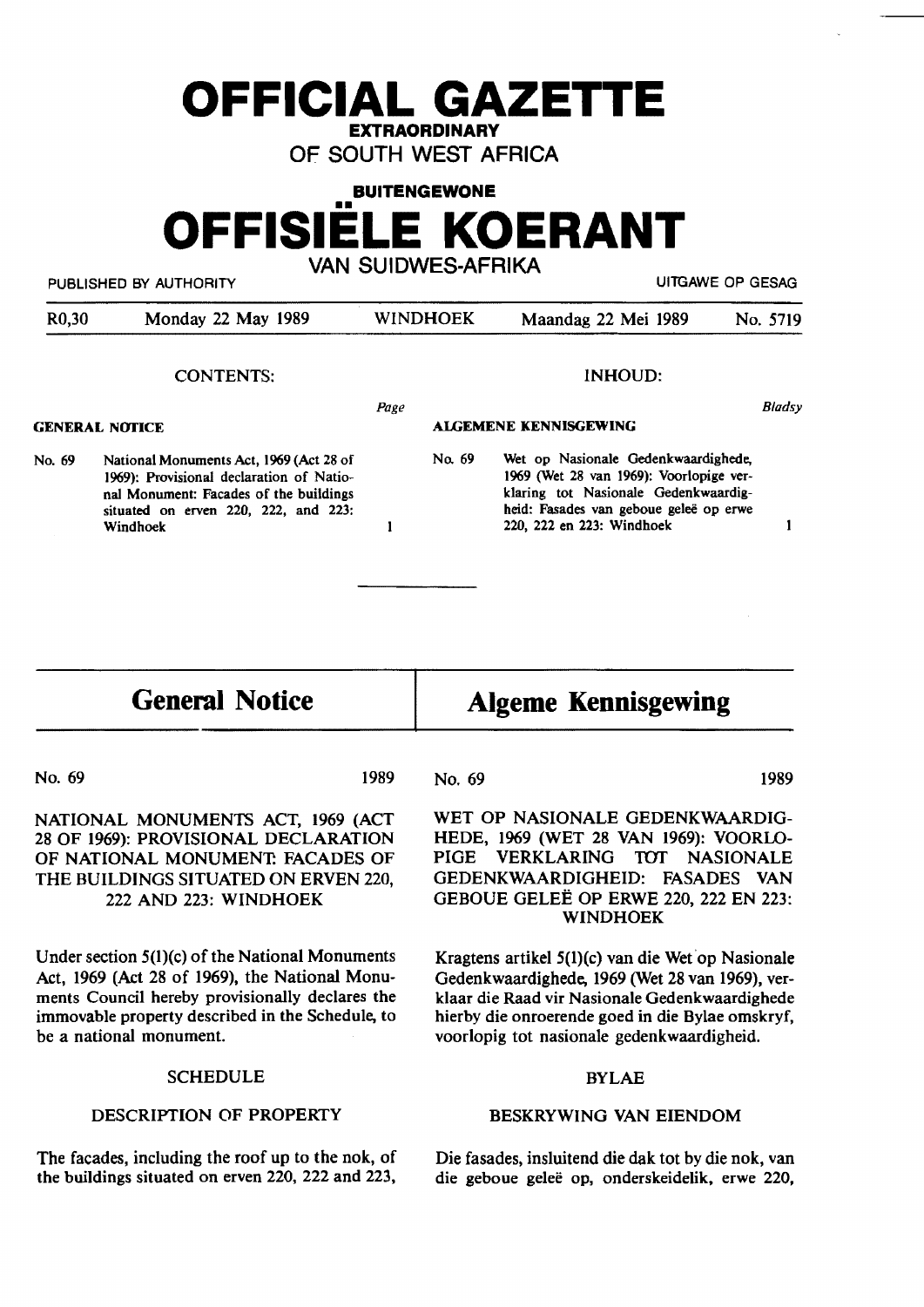# OFFICIAL GAZETTE

**EXTRAORDINARY**

OF SOUTH WEST AFRICA

**BUITENGEWONE**

# OFFISIËLE KOERANT

VAN SUIDWES-AFRIKA

PUBLISHED BY AUTHORITY — UITGAWE OP GESAG

| R0,30 | Monday 22 May 1989 | WINDHOEK | Maandag 22 Mei 1989 | No. 5719 |
|---|---|---|---|---|

CONTENTS:

**GENERAL NOTICE** — *Page*

No. 69 National Monuments Act, 1969 (Act 28 of 1969): Provisional declaration of National Monument: Facades of the buildings situated on erven 220, 222, and 223: Windhoek — 1

INHOUD:

**ALGEMENE KENNISGEWING** — *Bladsy*

No. 69 Wet op Nasionale Gedenkwaardighede, 1969 (Wet 28 van 1969): Voorlopige verklaring tot Nasionale Gedenkwaardigheid: Fasades van geboue geleë op erwe 220, 222 en 223: Windhoek — 1

---

## General Notice

No. 69 — 1989

NATIONAL MONUMENTS ACT, 1969 (ACT 28 OF 1969): PROVISIONAL DECLARATION OF NATIONAL MONUMENT: FACADES OF THE BUILDINGS SITUATED ON ERVEN 220, 222 AND 223: WINDHOEK

Under section 5(1)(c) of the National Monuments Act, 1969 (Act 28 of 1969), the National Monuments Council hereby provisionally declares the immovable property described in the Schedule, to be a national monument.

SCHEDULE

DESCRIPTION OF PROPERTY

The facades, including the roof up to the nok, of the buildings situated on erven 220, 222 and 223,

## Algeme Kennisgewing

No. 69 — 1989

WET OP NASIONALE GEDENKWAARDIGHEDE, 1969 (WET 28 VAN 1969): VOORLOPIGE VERKLARING TOT NASIONALE GEDENKWAARDIGHEID: FASADES VAN GEBOUE GELEË OP ERWE 220, 222 EN 223: WINDHOEK

Kragtens artikel 5(1)(c) van die Wet op Nasionale Gedenkwaardighede, 1969 (Wet 28 van 1969), verklaar die Raad vir Nasionale Gedenkwaardighede hierby die onroerende goed in die Bylae omskryf, voorlopig tot nasionale gedenkwaardigheid.

BYLAE

BESKRYWING VAN EIENDOM

Die fasades, insluitend die dak tot by die nok, van die geboue geleë op, onderskeidelik, erwe 220,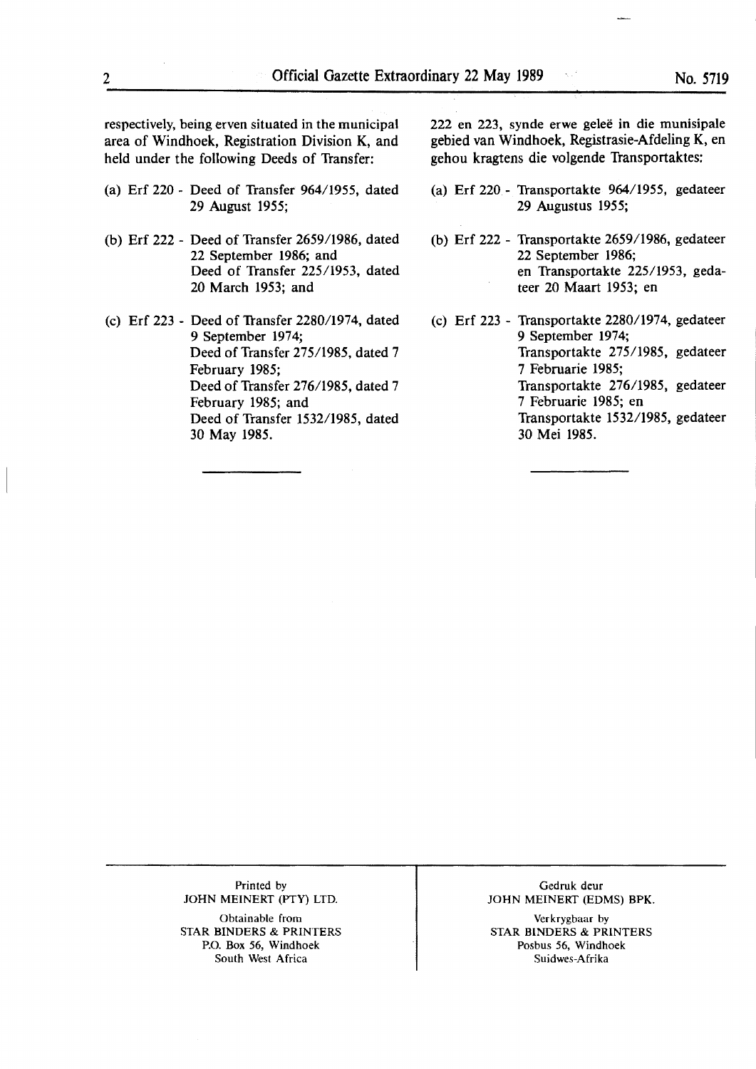respectively, being erven situated in the municipal area of Windhoek, Registration Division K, and held under the following Deeds of Transfer:

(a) Erf 220 - Deed of Transfer 964/1955, dated 29 August 1955;

(b) Erf 222 - Deed of Transfer 2659/1986, dated 22 September 1986; and
Deed of Transfer 225/1953, dated 20 March 1953; and

(c) Erf 223 - Deed of Transfer 2280/1974, dated 9 September 1974;
Deed of Transfer 275/1985, dated 7 February 1985;
Deed of Transfer 276/1985, dated 7 February 1985; and
Deed of Transfer 1532/1985, dated 30 May 1985.

---

222 en 223, synde erwe geleë in die munisipale gebied van Windhoek, Registrasie-Afdeling K, en gehou kragtens die volgende Transportaktes:

(a) Erf 220 - Transportakte 964/1955, gedateer 29 Augustus 1955;

(b) Erf 222 - Transportakte 2659/1986, gedateer 22 September 1986;
en Transportakte 225/1953, gedateer 20 Maart 1953; en

(c) Erf 223 - Transportakte 2280/1974, gedateer 9 September 1974;
Transportakte 275/1985, gedateer 7 Februarie 1985;
Transportakte 276/1985, gedateer 7 Februarie 1985; en
Transportakte 1532/1985, gedateer 30 Mei 1985.

---

Printed by
JOHN MEINERT (PTY) LTD.

Obtainable from
STAR BINDERS & PRINTERS
P.O. Box 56, Windhoek
South West Africa

Gedruk deur
JOHN MEINERT (EDMS) BPK.

Verkrygbaar by
STAR BINDERS & PRINTERS
Posbus 56, Windhoek
Suidwes-Afrika